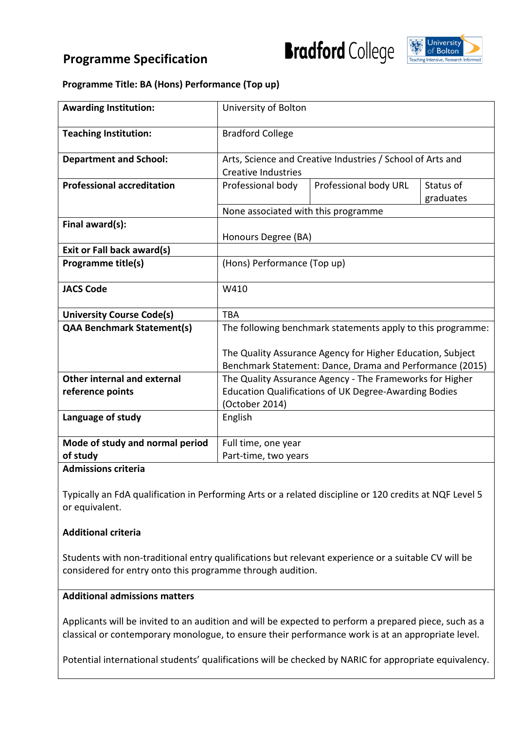# Programme Specification

Bradford College | University of Bolton — Teaching Intensive, Research Informed

**Programme Title: BA (Hons) Performance (Top up)**

| | | | |
|---|---|---|---|
| **Awarding Institution:** | University of Bolton | | |
| **Teaching Institution:** | Bradford College | | |
| **Department and School:** | Arts, Science and Creative Industries / School of Arts and Creative Industries | | |
| **Professional accreditation** | Professional body | Professional body URL | Status of graduates |
| | None associated with this programme | | |
| **Final award(s):** | Honours Degree (BA) | | |
| **Exit or Fall back award(s)** | | | |
| **Programme title(s)** | (Hons) Performance (Top up) | | |
| **JACS Code** | W410 | | |
| **University Course Code(s)** | TBA | | |
| **QAA Benchmark Statement(s)** | The following benchmark statements apply to this programme:<br><br>The Quality Assurance Agency for Higher Education, Subject Benchmark Statement: Dance, Drama and Performance (2015) | | |
| **Other internal and external reference points** | The Quality Assurance Agency - The Frameworks for Higher Education Qualifications of UK Degree-Awarding Bodies (October 2014) | | |
| **Language of study** | English | | |
| **Mode of study and normal period of study** | Full time, one year<br>Part-time, two years | | |

**Admissions criteria**

Typically an FdA qualification in Performing Arts or a related discipline or 120 credits at NQF Level 5 or equivalent.

**Additional criteria**

Students with non-traditional entry qualifications but relevant experience or a suitable CV will be considered for entry onto this programme through audition.

**Additional admissions matters**

Applicants will be invited to an audition and will be expected to perform a prepared piece, such as a classical or contemporary monologue, to ensure their performance work is at an appropriate level.

Potential international students' qualifications will be checked by NARIC for appropriate equivalency.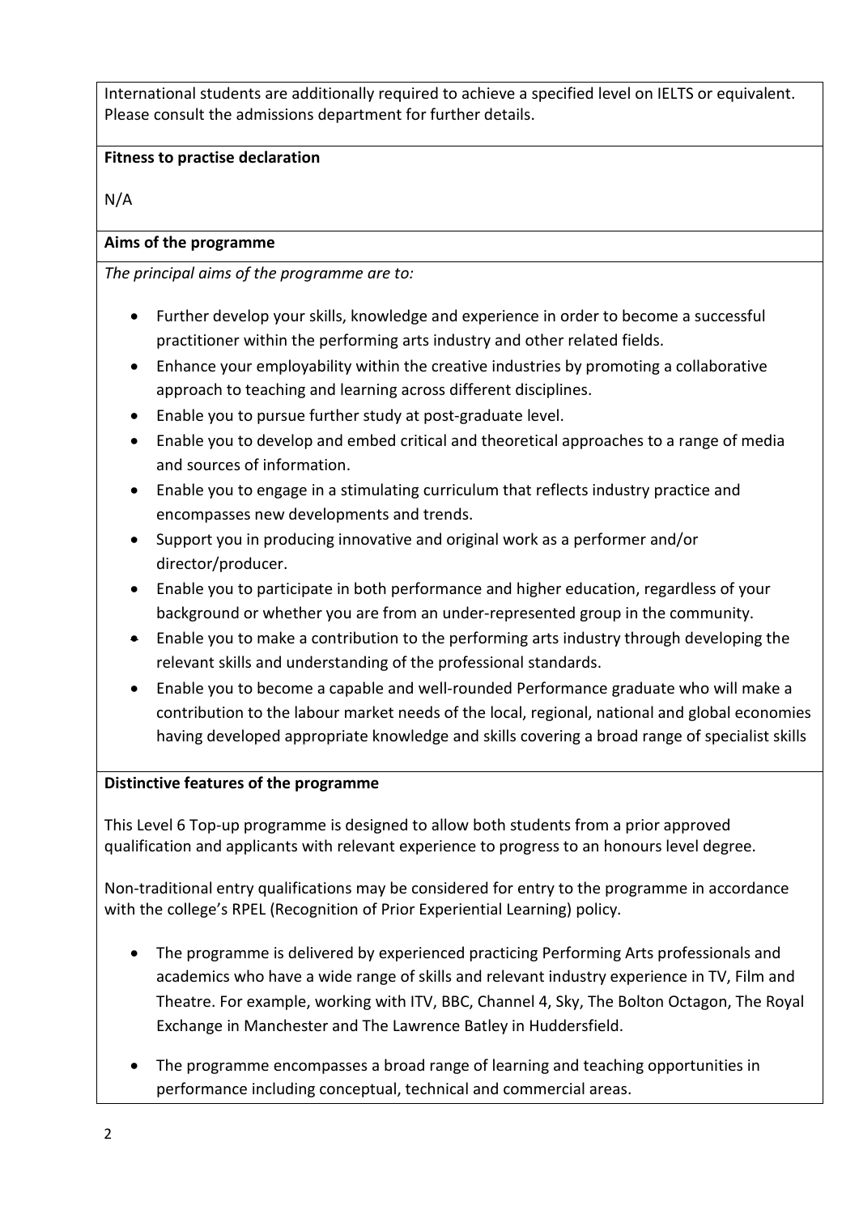International students are additionally required to achieve a specified level on IELTS or equivalent. Please consult the admissions department for further details.

**Fitness to practise declaration**

N/A

**Aims of the programme**

*The principal aims of the programme are to:*

- Further develop your skills, knowledge and experience in order to become a successful practitioner within the performing arts industry and other related fields.
- Enhance your employability within the creative industries by promoting a collaborative approach to teaching and learning across different disciplines.
- Enable you to pursue further study at post-graduate level.
- Enable you to develop and embed critical and theoretical approaches to a range of media and sources of information.
- Enable you to engage in a stimulating curriculum that reflects industry practice and encompasses new developments and trends.
- Support you in producing innovative and original work as a performer and/or director/producer.
- Enable you to participate in both performance and higher education, regardless of your background or whether you are from an under-represented group in the community.
- Enable you to make a contribution to the performing arts industry through developing the relevant skills and understanding of the professional standards.
- Enable you to become a capable and well-rounded Performance graduate who will make a contribution to the labour market needs of the local, regional, national and global economies having developed appropriate knowledge and skills covering a broad range of specialist skills

**Distinctive features of the programme**

This Level 6 Top-up programme is designed to allow both students from a prior approved qualification and applicants with relevant experience to progress to an honours level degree.

Non-traditional entry qualifications may be considered for entry to the programme in accordance with the college's RPEL (Recognition of Prior Experiential Learning) policy.

- The programme is delivered by experienced practicing Performing Arts professionals and academics who have a wide range of skills and relevant industry experience in TV, Film and Theatre. For example, working with ITV, BBC, Channel 4, Sky, The Bolton Octagon, The Royal Exchange in Manchester and The Lawrence Batley in Huddersfield.
- The programme encompasses a broad range of learning and teaching opportunities in performance including conceptual, technical and commercial areas.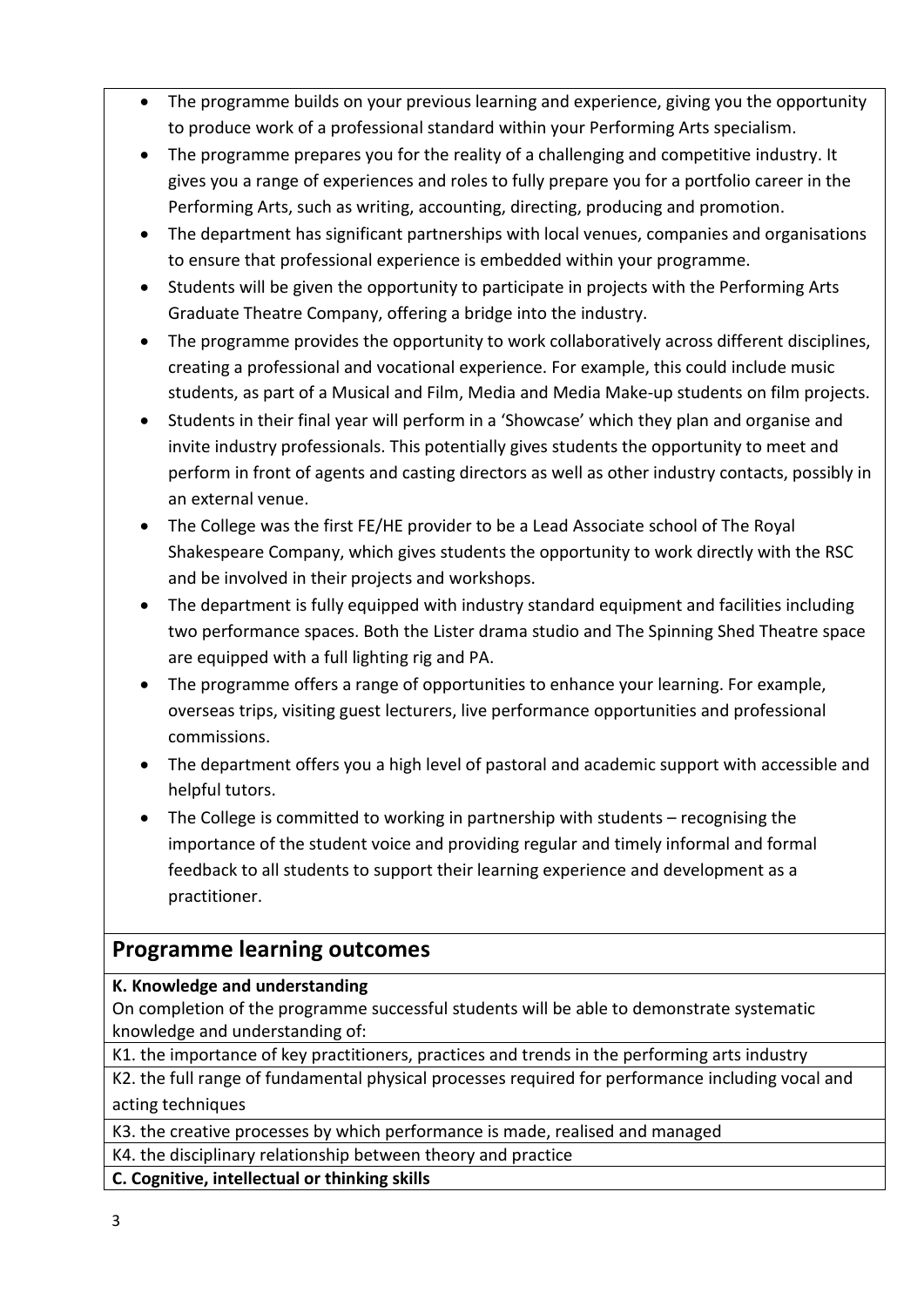- The programme builds on your previous learning and experience, giving you the opportunity to produce work of a professional standard within your Performing Arts specialism.
- The programme prepares you for the reality of a challenging and competitive industry. It gives you a range of experiences and roles to fully prepare you for a portfolio career in the Performing Arts, such as writing, accounting, directing, producing and promotion.
- The department has significant partnerships with local venues, companies and organisations to ensure that professional experience is embedded within your programme.
- Students will be given the opportunity to participate in projects with the Performing Arts Graduate Theatre Company, offering a bridge into the industry.
- The programme provides the opportunity to work collaboratively across different disciplines, creating a professional and vocational experience. For example, this could include music students, as part of a Musical and Film, Media and Media Make-up students on film projects.
- Students in their final year will perform in a 'Showcase' which they plan and organise and invite industry professionals. This potentially gives students the opportunity to meet and perform in front of agents and casting directors as well as other industry contacts, possibly in an external venue.
- The College was the first FE/HE provider to be a Lead Associate school of The Royal Shakespeare Company, which gives students the opportunity to work directly with the RSC and be involved in their projects and workshops.
- The department is fully equipped with industry standard equipment and facilities including two performance spaces. Both the Lister drama studio and The Spinning Shed Theatre space are equipped with a full lighting rig and PA.
- The programme offers a range of opportunities to enhance your learning. For example, overseas trips, visiting guest lecturers, live performance opportunities and professional commissions.
- The department offers you a high level of pastoral and academic support with accessible and helpful tutors.
- The College is committed to working in partnership with students – recognising the importance of the student voice and providing regular and timely informal and formal feedback to all students to support their learning experience and development as a practitioner.

## Programme learning outcomes

**K. Knowledge and understanding**

On completion of the programme successful students will be able to demonstrate systematic knowledge and understanding of:

K1. the importance of key practitioners, practices and trends in the performing arts industry

K2. the full range of fundamental physical processes required for performance including vocal and acting techniques

K3. the creative processes by which performance is made, realised and managed

K4. the disciplinary relationship between theory and practice

**C. Cognitive, intellectual or thinking skills**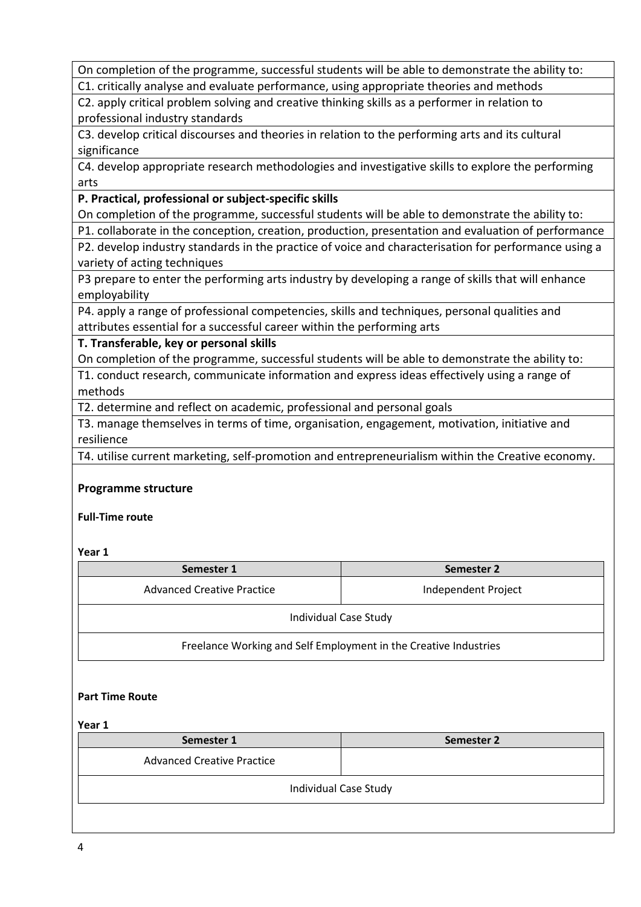On completion of the programme, successful students will be able to demonstrate the ability to:

C1. critically analyse and evaluate performance, using appropriate theories and methods

C2. apply critical problem solving and creative thinking skills as a performer in relation to professional industry standards

C3. develop critical discourses and theories in relation to the performing arts and its cultural significance

C4. develop appropriate research methodologies and investigative skills to explore the performing arts

**P. Practical, professional or subject-specific skills**

On completion of the programme, successful students will be able to demonstrate the ability to:

P1. collaborate in the conception, creation, production, presentation and evaluation of performance

P2. develop industry standards in the practice of voice and characterisation for performance using a variety of acting techniques

P3 prepare to enter the performing arts industry by developing a range of skills that will enhance employability

P4. apply a range of professional competencies, skills and techniques, personal qualities and attributes essential for a successful career within the performing arts

**T. Transferable, key or personal skills**

On completion of the programme, successful students will be able to demonstrate the ability to:

T1. conduct research, communicate information and express ideas effectively using a range of methods

T2. determine and reflect on academic, professional and personal goals

T3. manage themselves in terms of time, organisation, engagement, motivation, initiative and resilience

T4. utilise current marketing, self-promotion and entrepreneurialism within the Creative economy.

**Programme structure**

**Full-Time route**

**Year 1**

| Semester 1 | Semester 2 |
|---|---|
| Advanced Creative Practice | Independent Project |
| Individual Case Study | |
| Freelance Working and Self Employment in the Creative Industries | |

**Part Time Route**

**Year 1**

| Semester 1 | Semester 2 |
|---|---|
| Advanced Creative Practice | |
| Individual Case Study | |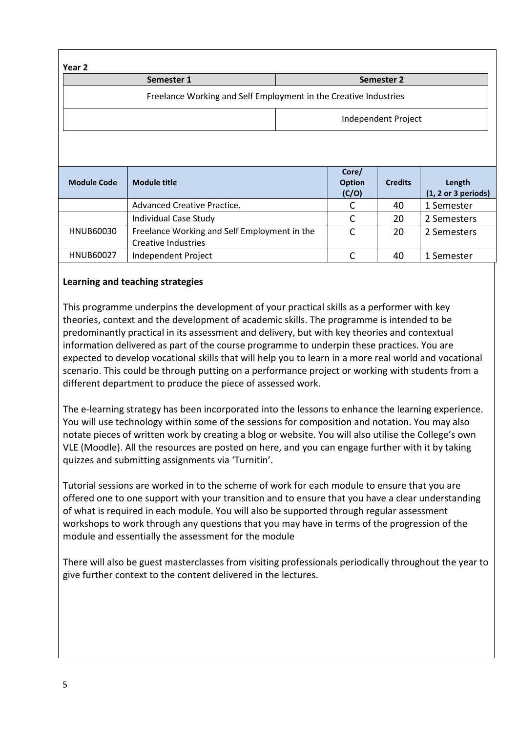**Year 2**

| Semester 1 | Semester 2 |
|---|---|
| Freelance Working and Self Employment in the Creative Industries | |
| | Independent Project |

| Module Code | Module title | Core/ Option (C/O) | Credits | Length (1, 2 or 3 periods) |
|---|---|---|---|---|
| | Advanced Creative Practice. | C | 40 | 1 Semester |
| | Individual Case Study | C | 20 | 2 Semesters |
| HNUB60030 | Freelance Working and Self Employment in the Creative Industries | C | 20 | 2 Semesters |
| HNUB60027 | Independent Project | C | 40 | 1 Semester |

**Learning and teaching strategies**

This programme underpins the development of your practical skills as a performer with key theories, context and the development of academic skills. The programme is intended to be predominantly practical in its assessment and delivery, but with key theories and contextual information delivered as part of the course programme to underpin these practices. You are expected to develop vocational skills that will help you to learn in a more real world and vocational scenario. This could be through putting on a performance project or working with students from a different department to produce the piece of assessed work.

The e-learning strategy has been incorporated into the lessons to enhance the learning experience. You will use technology within some of the sessions for composition and notation. You may also notate pieces of written work by creating a blog or website. You will also utilise the College's own VLE (Moodle). All the resources are posted on here, and you can engage further with it by taking quizzes and submitting assignments via 'Turnitin'.

Tutorial sessions are worked in to the scheme of work for each module to ensure that you are offered one to one support with your transition and to ensure that you have a clear understanding of what is required in each module. You will also be supported through regular assessment workshops to work through any questions that you may have in terms of the progression of the module and essentially the assessment for the module

There will also be guest masterclasses from visiting professionals periodically throughout the year to give further context to the content delivered in the lectures.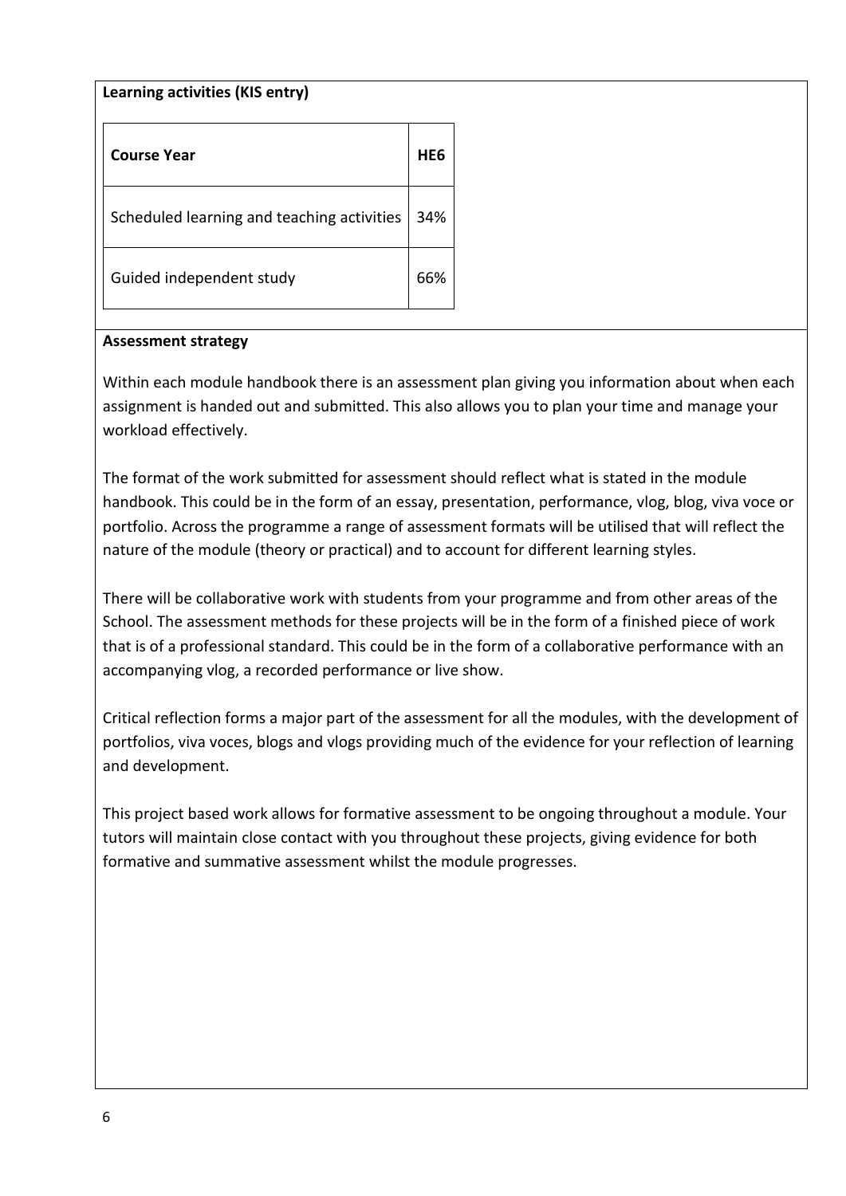**Learning activities (KIS entry)**

| **Course Year** | **HE6** |
| --- | --- |
| Scheduled learning and teaching activities | 34% |
| Guided independent study | 66% |

**Assessment strategy**

Within each module handbook there is an assessment plan giving you information about when each assignment is handed out and submitted. This also allows you to plan your time and manage your workload effectively.

The format of the work submitted for assessment should reflect what is stated in the module handbook. This could be in the form of an essay, presentation, performance, vlog, blog, viva voce or portfolio. Across the programme a range of assessment formats will be utilised that will reflect the nature of the module (theory or practical) and to account for different learning styles.

There will be collaborative work with students from your programme and from other areas of the School. The assessment methods for these projects will be in the form of a finished piece of work that is of a professional standard. This could be in the form of a collaborative performance with an accompanying vlog, a recorded performance or live show.

Critical reflection forms a major part of the assessment for all the modules, with the development of portfolios, viva voces, blogs and vlogs providing much of the evidence for your reflection of learning and development.

This project based work allows for formative assessment to be ongoing throughout a module. Your tutors will maintain close contact with you throughout these projects, giving evidence for both formative and summative assessment whilst the module progresses.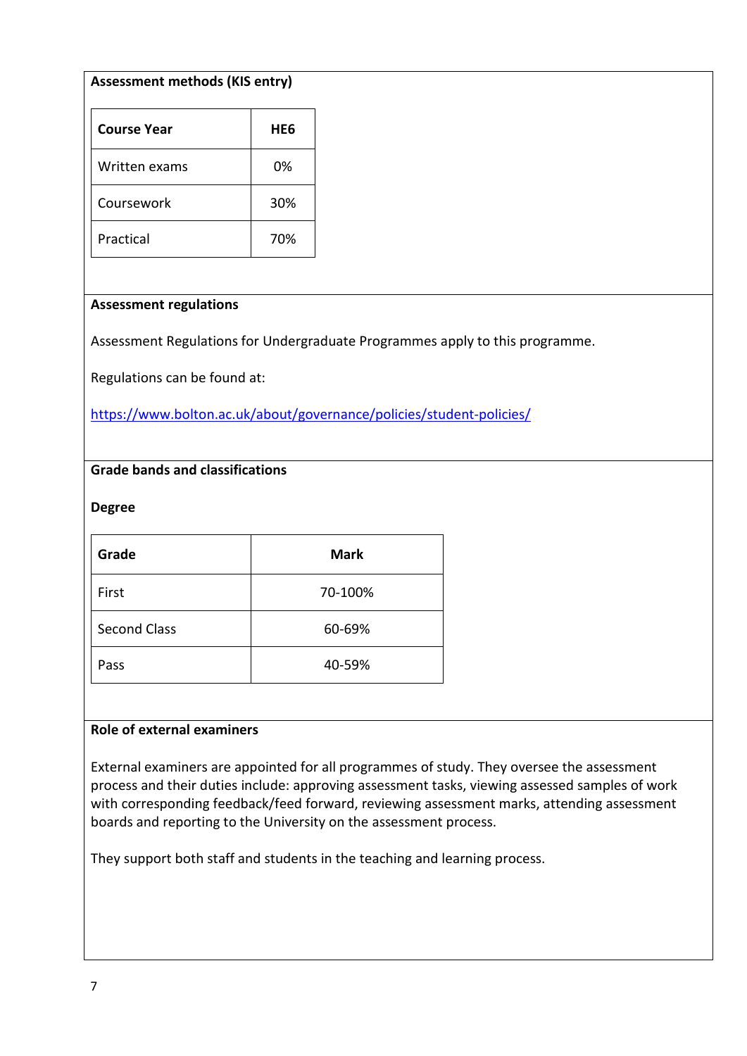**Assessment methods (KIS entry)**

| Course Year | HE6 |
|---|---|
| Written exams | 0% |
| Coursework | 30% |
| Practical | 70% |

**Assessment regulations**

Assessment Regulations for Undergraduate Programmes apply to this programme.

Regulations can be found at:

https://www.bolton.ac.uk/about/governance/policies/student-policies/

**Grade bands and classifications**

**Degree**

| Grade | Mark |
|---|---|
| First | 70-100% |
| Second Class | 60-69% |
| Pass | 40-59% |

**Role of external examiners**

External examiners are appointed for all programmes of study. They oversee the assessment process and their duties include: approving assessment tasks, viewing assessed samples of work with corresponding feedback/feed forward, reviewing assessment marks, attending assessment boards and reporting to the University on the assessment process.

They support both staff and students in the teaching and learning process.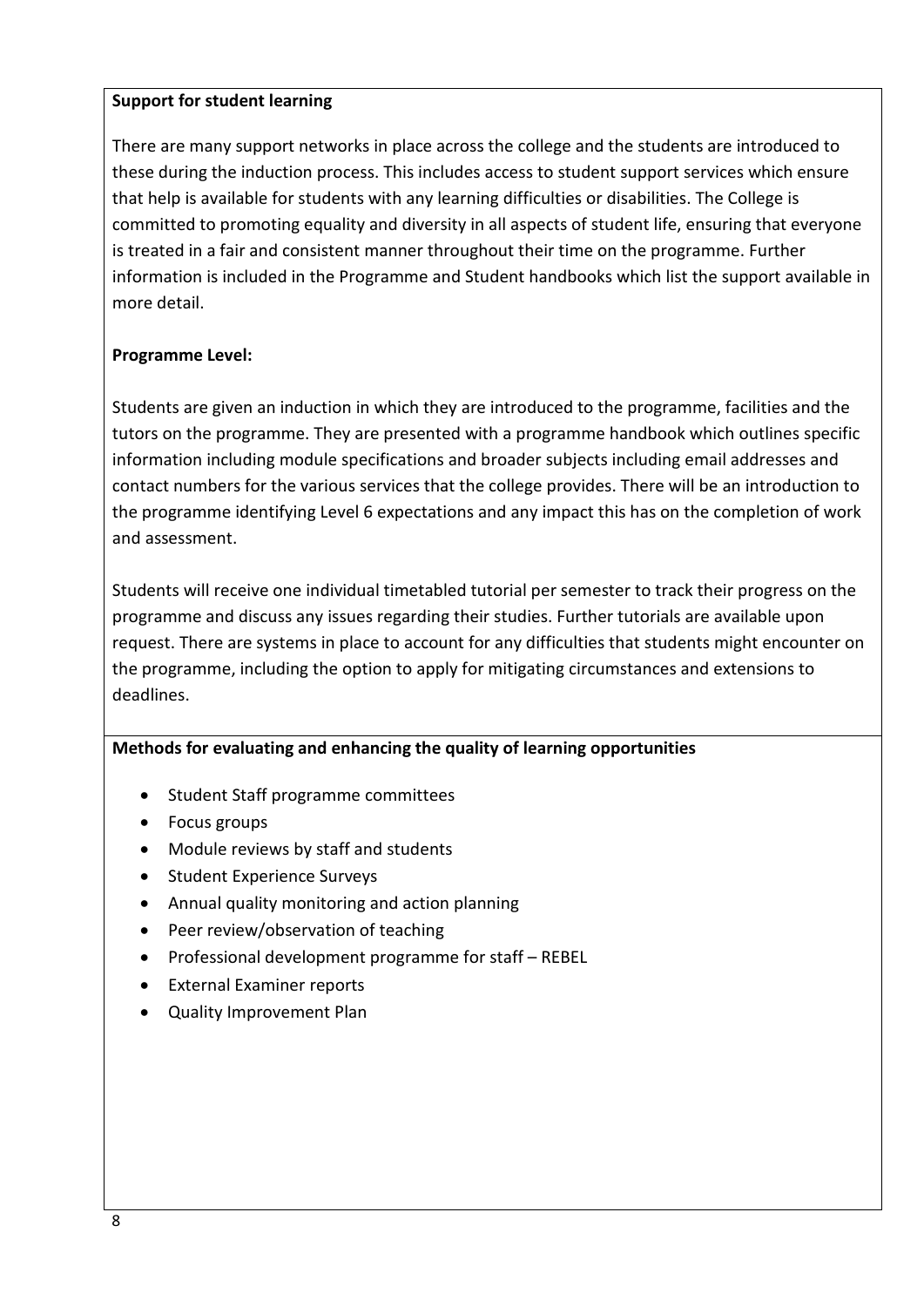**Support for student learning**

There are many support networks in place across the college and the students are introduced to these during the induction process. This includes access to student support services which ensure that help is available for students with any learning difficulties or disabilities. The College is committed to promoting equality and diversity in all aspects of student life, ensuring that everyone is treated in a fair and consistent manner throughout their time on the programme. Further information is included in the Programme and Student handbooks which list the support available in more detail.

**Programme Level:**

Students are given an induction in which they are introduced to the programme, facilities and the tutors on the programme. They are presented with a programme handbook which outlines specific information including module specifications and broader subjects including email addresses and contact numbers for the various services that the college provides. There will be an introduction to the programme identifying Level 6 expectations and any impact this has on the completion of work and assessment.

Students will receive one individual timetabled tutorial per semester to track their progress on the programme and discuss any issues regarding their studies. Further tutorials are available upon request. There are systems in place to account for any difficulties that students might encounter on the programme, including the option to apply for mitigating circumstances and extensions to deadlines.

**Methods for evaluating and enhancing the quality of learning opportunities**

- Student Staff programme committees
- Focus groups
- Module reviews by staff and students
- Student Experience Surveys
- Annual quality monitoring and action planning
- Peer review/observation of teaching
- Professional development programme for staff – REBEL
- External Examiner reports
- Quality Improvement Plan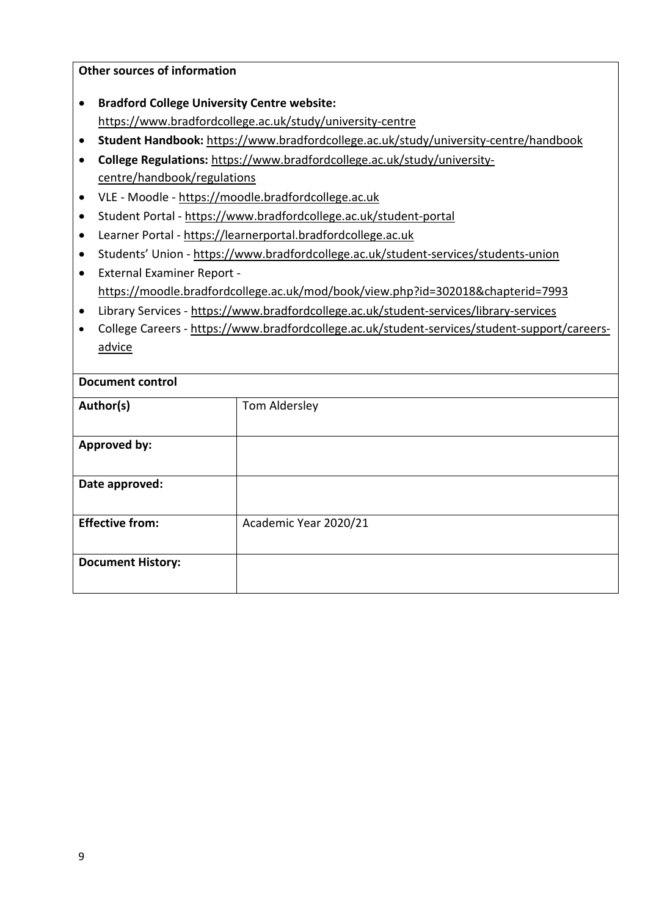**Other sources of information**

- **Bradford College University Centre website:** https://www.bradfordcollege.ac.uk/study/university-centre
- **Student Handbook:** https://www.bradfordcollege.ac.uk/study/university-centre/handbook
- **College Regulations:** https://www.bradfordcollege.ac.uk/study/university-centre/handbook/regulations
- VLE - Moodle - https://moodle.bradfordcollege.ac.uk
- Student Portal - https://www.bradfordcollege.ac.uk/student-portal
- Learner Portal - https://learnerportal.bradfordcollege.ac.uk
- Students' Union - https://www.bradfordcollege.ac.uk/student-services/students-union
- External Examiner Report - https://moodle.bradfordcollege.ac.uk/mod/book/view.php?id=302018&chapterid=7993
- Library Services - https://www.bradfordcollege.ac.uk/student-services/library-services
- College Careers - https://www.bradfordcollege.ac.uk/student-services/student-support/careers-advice

| **Document control** | |
|---|---|
| **Author(s)** | Tom Aldersley |
| **Approved by:** | |
| **Date approved:** | |
| **Effective from:** | Academic Year 2020/21 |
| **Document History:** | |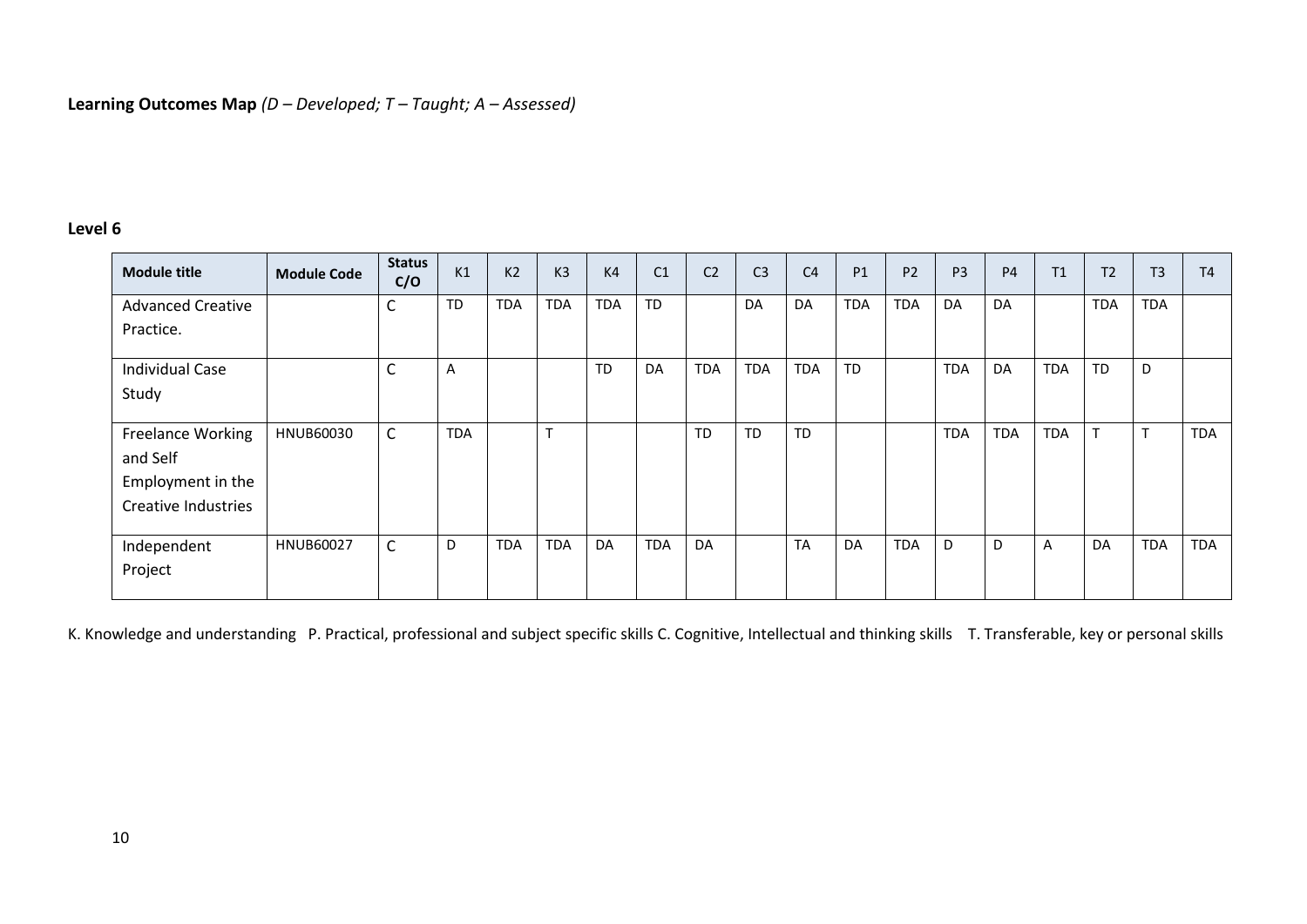**Learning Outcomes Map** *(D – Developed; T – Taught; A – Assessed)*

**Level 6**

| Module title | Module Code | Status C/O | K1 | K2 | K3 | K4 | C1 | C2 | C3 | C4 | P1 | P2 | P3 | P4 | T1 | T2 | T3 | T4 |
|---|---|---|---|---|---|---|---|---|---|---|---|---|---|---|---|---|---|---|
| Advanced Creative Practice. | | C | TD | TDA | TDA | TDA | TD | | DA | DA | TDA | TDA | DA | DA | | TDA | TDA | |
| Individual Case Study | | C | A | | | TD | DA | TDA | TDA | TDA | TD | | TDA | DA | TDA | TD | D | |
| Freelance Working and Self Employment in the Creative Industries | HNUB60030 | C | TDA | | T | | | TD | TD | TD | | | TDA | TDA | TDA | T | T | TDA |
| Independent Project | HNUB60027 | C | D | TDA | TDA | DA | TDA | DA | | TA | DA | TDA | D | D | A | DA | TDA | TDA |

K. Knowledge and understanding P. Practical, professional and subject specific skills C. Cognitive, Intellectual and thinking skills T. Transferable, key or personal skills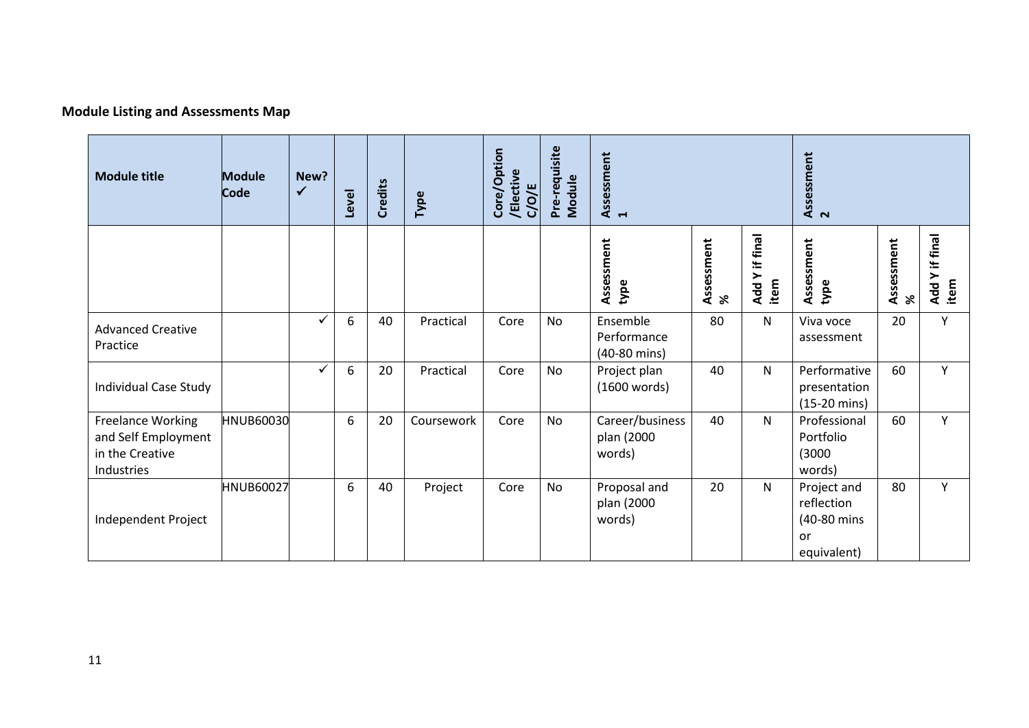**Module Listing and Assessments Map**

| Module title | Module Code | New? ✓ | Level | Credits | Type | Core/Option /Elective C/O/E | Pre-requisite Module | Assessment 1 | | | Assessment 2 | | |
|---|---|---|---|---|---|---|---|---|---|---|---|---|---|
| | | | | | | | | Assessment type | Assessment % | Add Y if final item | Assessment type | Assessment % | Add Y if final item |
| Advanced Creative Practice | | ✓ | 6 | 40 | Practical | Core | No | Ensemble Performance (40-80 mins) | 80 | N | Viva voce assessment | 20 | Y |
| Individual Case Study | | ✓ | 6 | 20 | Practical | Core | No | Project plan (1600 words) | 40 | N | Performative presentation (15-20 mins) | 60 | Y |
| Freelance Working and Self Employment in the Creative Industries | HNUB60030 | | 6 | 20 | Coursework | Core | No | Career/business plan (2000 words) | 40 | N | Professional Portfolio (3000 words) | 60 | Y |
| Independent Project | HNUB60027 | | 6 | 40 | Project | Core | No | Proposal and plan (2000 words) | 20 | N | Project and reflection (40-80 mins or equivalent) | 80 | Y |